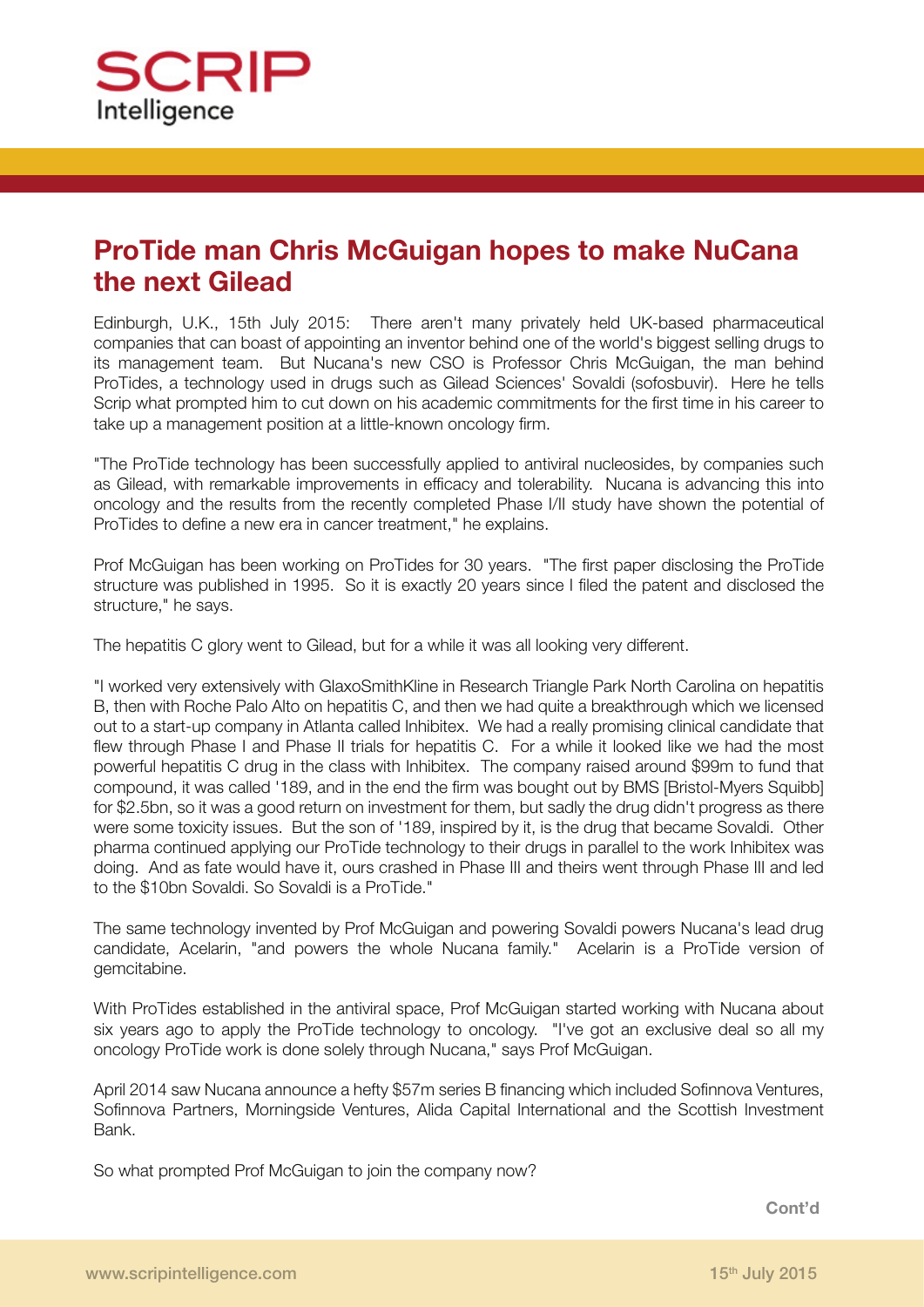# ProTide man Chris McGuigan hopes to make NuCana the next Gilead

Edinburgh, U.K., 15th July 2015: There aren't many privately held UK-based pharmaceutical companies that can boast of appointing an inventor behind one of the world's biggest selling drugs to its management team. But Nucana's new CSO is Professor Chris McGuigan, the man behind ProTides, a technology used in drugs such as Gilead Sciences' Sovaldi (sofosbuvir). Here he tells Scrip what prompted him to cut down on his academic commitments for the first time in his career to take up a management position at a little-known oncology firm.

"The ProTide technology has been successfully applied to antiviral nucleosides, by companies such as Gilead, with remarkable improvements in efficacy and tolerability. Nucana is advancing this into oncology and the results from the recently completed Phase I/II study have shown the potential of ProTides to define a new era in cancer treatment," he explains.

Prof McGuigan has been working on ProTides for 30 years. "The first paper disclosing the ProTide structure was published in 1995. So it is exactly 20 years since I filed the patent and disclosed the structure," he says.

The hepatitis C glory went to Gilead, but for a while it was all looking very different.

"I worked very extensively with GlaxoSmithKline in Research Triangle Park North Carolina on hepatitis B, then with Roche Palo Alto on hepatitis C, and then we had quite a breakthrough which we licensed out to a start-up company in Atlanta called Inhibitex. We had a really promising clinical candidate that flew through Phase I and Phase II trials for hepatitis C. For a while it looked like we had the most powerful hepatitis C drug in the class with Inhibitex. The company raised around $99m to fund that compound, it was called '189, and in the end the firm was bought out by BMS [Bristol-Myers Squibb] for $2.5bn, so it was a good return on investment for them, but sadly the drug didn't progress as there were some toxicity issues. But the son of '189, inspired by it, is the drug that became Sovaldi. Other pharma continued applying our ProTide technology to their drugs in parallel to the work Inhibitex was doing. And as fate would have it, ours crashed in Phase III and theirs went through Phase III and led to the $10bn Sovaldi. So Sovaldi is a ProTide."

The same technology invented by Prof McGuigan and powering Sovaldi powers Nucana's lead drug candidate, Acelarin, "and powers the whole Nucana family." Acelarin is a ProTide version of gemcitabine.

With ProTides established in the antiviral space, Prof McGuigan started working with Nucana about six years ago to apply the ProTide technology to oncology. "I've got an exclusive deal so all my oncology ProTide work is done solely through Nucana," says Prof McGuigan.

April 2014 saw Nucana announce a hefty $57m series B financing which included Sofinnova Ventures, Sofinnova Partners, Morningside Ventures, Alida Capital International and the Scottish Investment Bank.

So what prompted Prof McGuigan to join the company now?

Cont'd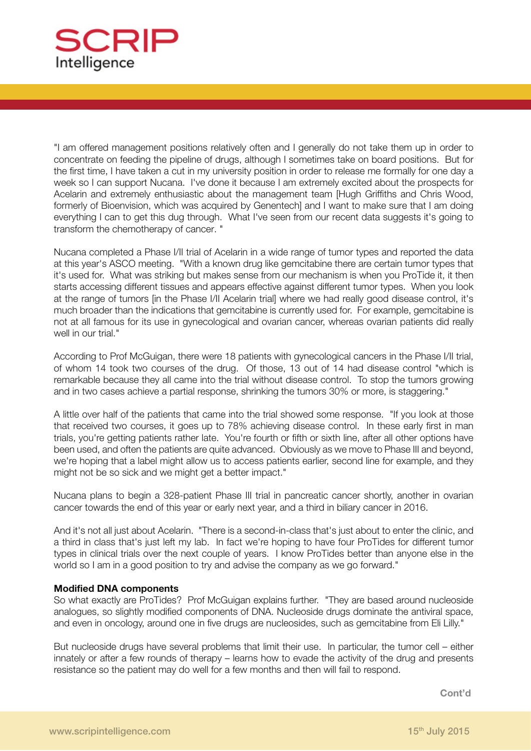"I am offered management positions relatively often and I generally do not take them up in order to concentrate on feeding the pipeline of drugs, although I sometimes take on board positions. But for the first time, I have taken a cut in my university position in order to release me formally for one day a week so I can support Nucana. I've done it because I am extremely excited about the prospects for Acelarin and extremely enthusiastic about the management team [Hugh Griffiths and Chris Wood, formerly of Bioenvision, which was acquired by Genentech] and I want to make sure that I am doing everything I can to get this dug through. What I've seen from our recent data suggests it's going to transform the chemotherapy of cancer. "

Nucana completed a Phase I/II trial of Acelarin in a wide range of tumor types and reported the data at this year's ASCO meeting. "With a known drug like gemcitabine there are certain tumor types that it's used for. What was striking but makes sense from our mechanism is when you ProTide it, it then starts accessing different tissues and appears effective against different tumor types. When you look at the range of tumors [in the Phase I/II Acelarin trial] where we had really good disease control, it's much broader than the indications that gemcitabine is currently used for. For example, gemcitabine is not at all famous for its use in gynecological and ovarian cancer, whereas ovarian patients did really well in our trial."

According to Prof McGuigan, there were 18 patients with gynecological cancers in the Phase I/II trial, of whom 14 took two courses of the drug. Of those, 13 out of 14 had disease control "which is remarkable because they all came into the trial without disease control. To stop the tumors growing and in two cases achieve a partial response, shrinking the tumors 30% or more, is staggering."

A little over half of the patients that came into the trial showed some response. "If you look at those that received two courses, it goes up to 78% achieving disease control. In these early first in man trials, you're getting patients rather late. You're fourth or fifth or sixth line, after all other options have been used, and often the patients are quite advanced. Obviously as we move to Phase III and beyond, we're hoping that a label might allow us to access patients earlier, second line for example, and they might not be so sick and we might get a better impact."

Nucana plans to begin a 328-patient Phase III trial in pancreatic cancer shortly, another in ovarian cancer towards the end of this year or early next year, and a third in biliary cancer in 2016.

And it's not all just about Acelarin. "There is a second-in-class that's just about to enter the clinic, and a third in class that's just left my lab. In fact we're hoping to have four ProTides for different tumor types in clinical trials over the next couple of years. I know ProTides better than anyone else in the world so I am in a good position to try and advise the company as we go forward."

**Modified DNA components**

So what exactly are ProTides? Prof McGuigan explains further. "They are based around nucleoside analogues, so slightly modified components of DNA. Nucleoside drugs dominate the antiviral space, and even in oncology, around one in five drugs are nucleosides, such as gemcitabine from Eli Lilly."

But nucleoside drugs have several problems that limit their use. In particular, the tumor cell – either innately or after a few rounds of therapy – learns how to evade the activity of the drug and presents resistance so the patient may do well for a few months and then will fail to respond.

Cont'd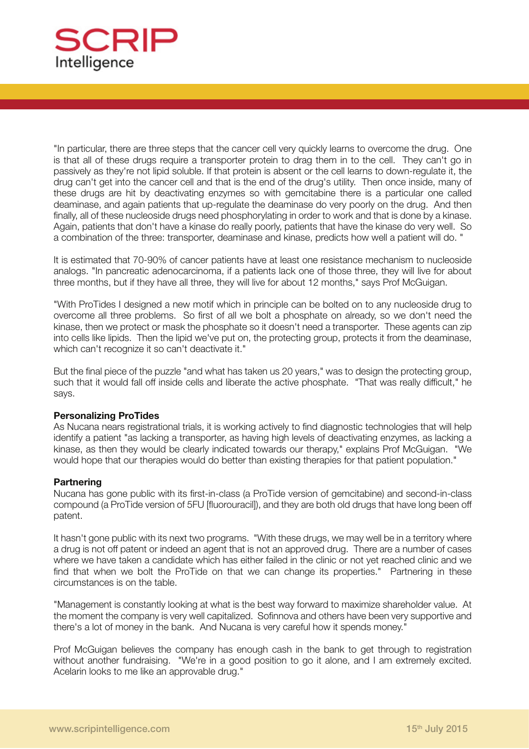"In particular, there are three steps that the cancer cell very quickly learns to overcome the drug. One is that all of these drugs require a transporter protein to drag them in to the cell. They can't go in passively as they're not lipid soluble. If that protein is absent or the cell learns to down-regulate it, the drug can't get into the cancer cell and that is the end of the drug's utility. Then once inside, many of these drugs are hit by deactivating enzymes so with gemcitabine there is a particular one called deaminase, and again patients that up-regulate the deaminase do very poorly on the drug. And then finally, all of these nucleoside drugs need phosphorylating in order to work and that is done by a kinase. Again, patients that don't have a kinase do really poorly, patients that have the kinase do very well. So a combination of the three: transporter, deaminase and kinase, predicts how well a patient will do. "

It is estimated that 70-90% of cancer patients have at least one resistance mechanism to nucleoside analogs. "In pancreatic adenocarcinoma, if a patients lack one of those three, they will live for about three months, but if they have all three, they will live for about 12 months," says Prof McGuigan.

"With ProTides I designed a new motif which in principle can be bolted on to any nucleoside drug to overcome all three problems. So first of all we bolt a phosphate on already, so we don't need the kinase, then we protect or mask the phosphate so it doesn't need a transporter. These agents can zip into cells like lipids. Then the lipid we've put on, the protecting group, protects it from the deaminase, which can't recognize it so can't deactivate it."

But the final piece of the puzzle "and what has taken us 20 years," was to design the protecting group, such that it would fall off inside cells and liberate the active phosphate. "That was really difficult," he says.

**Personalizing ProTides**

As Nucana nears registrational trials, it is working actively to find diagnostic technologies that will help identify a patient "as lacking a transporter, as having high levels of deactivating enzymes, as lacking a kinase, as then they would be clearly indicated towards our therapy," explains Prof McGuigan. "We would hope that our therapies would do better than existing therapies for that patient population."

**Partnering**

Nucana has gone public with its first-in-class (a ProTide version of gemcitabine) and second-in-class compound (a ProTide version of 5FU [fluorouracil]), and they are both old drugs that have long been off patent.

It hasn't gone public with its next two programs. "With these drugs, we may well be in a territory where a drug is not off patent or indeed an agent that is not an approved drug. There are a number of cases where we have taken a candidate which has either failed in the clinic or not yet reached clinic and we find that when we bolt the ProTide on that we can change its properties." Partnering in these circumstances is on the table.

"Management is constantly looking at what is the best way forward to maximize shareholder value. At the moment the company is very well capitalized. Sofinnova and others have been very supportive and there's a lot of money in the bank. And Nucana is very careful how it spends money."

Prof McGuigan believes the company has enough cash in the bank to get through to registration without another fundraising. "We're in a good position to go it alone, and I am extremely excited. Acelarin looks to me like an approvable drug."